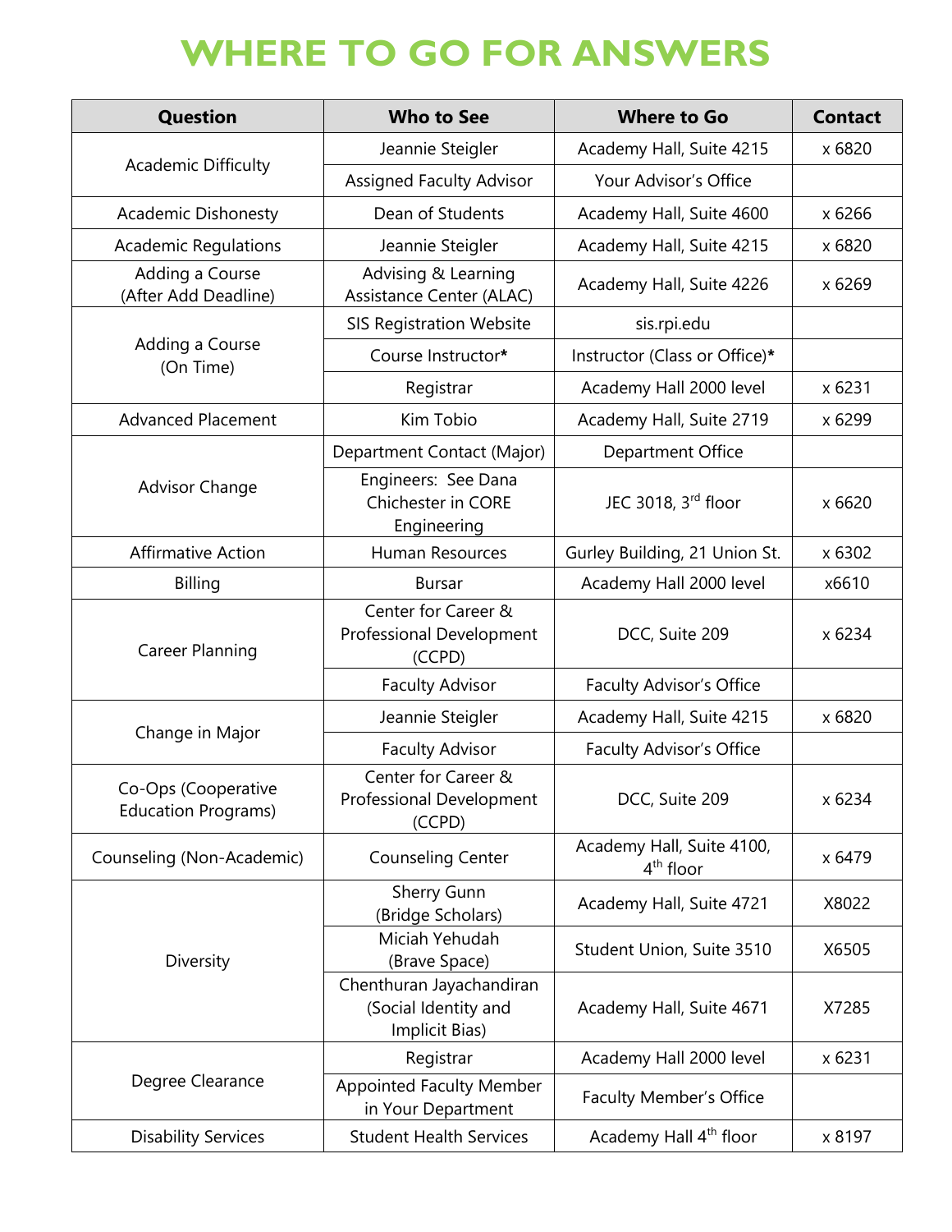# WHERE TO GO FOR ANSWERS

| Question | Who to See | Where to Go | Contact |
|---|---|---|---|
| Academic Difficulty | Jeannie Steigler | Academy Hall, Suite 4215 | x 6820 |
| | Assigned Faculty Advisor | Your Advisor's Office | |
| Academic Dishonesty | Dean of Students | Academy Hall, Suite 4600 | x 6266 |
| Academic Regulations | Jeannie Steigler | Academy Hall, Suite 4215 | x 6820 |
| Adding a Course (After Add Deadline) | Advising & Learning Assistance Center (ALAC) | Academy Hall, Suite 4226 | x 6269 |
| Adding a Course (On Time) | SIS Registration Website | sis.rpi.edu | |
| | Course Instructor* | Instructor (Class or Office)* | |
| | Registrar | Academy Hall 2000 level | x 6231 |
| Advanced Placement | Kim Tobio | Academy Hall, Suite 2719 | x 6299 |
| Advisor Change | Department Contact (Major) | Department Office | |
| | Engineers: See Dana Chichester in CORE Engineering | JEC 3018, 3rd floor | x 6620 |
| Affirmative Action | Human Resources | Gurley Building, 21 Union St. | x 6302 |
| Billing | Bursar | Academy Hall 2000 level | x6610 |
| Career Planning | Center for Career & Professional Development (CCPD) | DCC, Suite 209 | x 6234 |
| | Faculty Advisor | Faculty Advisor's Office | |
| Change in Major | Jeannie Steigler | Academy Hall, Suite 4215 | x 6820 |
| | Faculty Advisor | Faculty Advisor's Office | |
| Co-Ops (Cooperative Education Programs) | Center for Career & Professional Development (CCPD) | DCC, Suite 209 | x 6234 |
| Counseling (Non-Academic) | Counseling Center | Academy Hall, Suite 4100, 4th floor | x 6479 |
| Diversity | Sherry Gunn (Bridge Scholars) | Academy Hall, Suite 4721 | X8022 |
| | Miciah Yehudah (Brave Space) | Student Union, Suite 3510 | X6505 |
| | Chenthuran Jayachandiran (Social Identity and Implicit Bias) | Academy Hall, Suite 4671 | X7285 |
| Degree Clearance | Registrar | Academy Hall 2000 level | x 6231 |
| | Appointed Faculty Member in Your Department | Faculty Member's Office | |
| Disability Services | Student Health Services | Academy Hall 4th floor | x 8197 |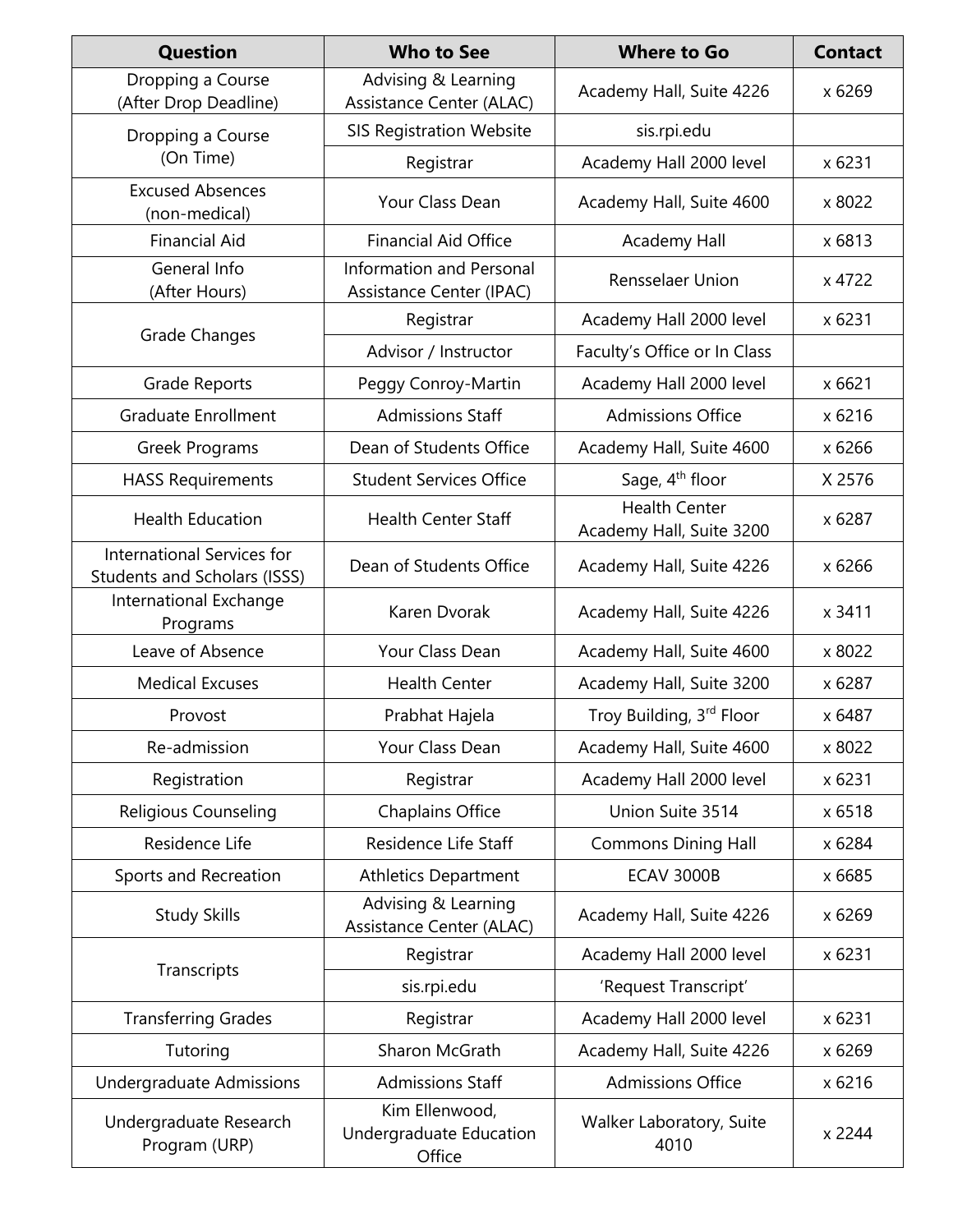| Question | Who to See | Where to Go | Contact |
|---|---|---|---|
| Dropping a Course (After Drop Deadline) | Advising & Learning Assistance Center (ALAC) | Academy Hall, Suite 4226 | x 6269 |
| Dropping a Course (On Time) | SIS Registration Website | sis.rpi.edu | |
| | Registrar | Academy Hall 2000 level | x 6231 |
| Excused Absences (non-medical) | Your Class Dean | Academy Hall, Suite 4600 | x 8022 |
| Financial Aid | Financial Aid Office | Academy Hall | x 6813 |
| General Info (After Hours) | Information and Personal Assistance Center (IPAC) | Rensselaer Union | x 4722 |
| Grade Changes | Registrar | Academy Hall 2000 level | x 6231 |
| | Advisor / Instructor | Faculty's Office or In Class | |
| Grade Reports | Peggy Conroy-Martin | Academy Hall 2000 level | x 6621 |
| Graduate Enrollment | Admissions Staff | Admissions Office | x 6216 |
| Greek Programs | Dean of Students Office | Academy Hall, Suite 4600 | x 6266 |
| HASS Requirements | Student Services Office | Sage, 4th floor | X 2576 |
| Health Education | Health Center Staff | Health Center Academy Hall, Suite 3200 | x 6287 |
| International Services for Students and Scholars (ISSS) | Dean of Students Office | Academy Hall, Suite 4226 | x 6266 |
| International Exchange Programs | Karen Dvorak | Academy Hall, Suite 4226 | x 3411 |
| Leave of Absence | Your Class Dean | Academy Hall, Suite 4600 | x 8022 |
| Medical Excuses | Health Center | Academy Hall, Suite 3200 | x 6287 |
| Provost | Prabhat Hajela | Troy Building, 3rd Floor | x 6487 |
| Re-admission | Your Class Dean | Academy Hall, Suite 4600 | x 8022 |
| Registration | Registrar | Academy Hall 2000 level | x 6231 |
| Religious Counseling | Chaplains Office | Union Suite 3514 | x 6518 |
| Residence Life | Residence Life Staff | Commons Dining Hall | x 6284 |
| Sports and Recreation | Athletics Department | ECAV 3000B | x 6685 |
| Study Skills | Advising & Learning Assistance Center (ALAC) | Academy Hall, Suite 4226 | x 6269 |
| Transcripts | Registrar | Academy Hall 2000 level | x 6231 |
| | sis.rpi.edu | 'Request Transcript' | |
| Transferring Grades | Registrar | Academy Hall 2000 level | x 6231 |
| Tutoring | Sharon McGrath | Academy Hall, Suite 4226 | x 6269 |
| Undergraduate Admissions | Admissions Staff | Admissions Office | x 6216 |
| Undergraduate Research Program (URP) | Kim Ellenwood, Undergraduate Education Office | Walker Laboratory, Suite 4010 | x 2244 |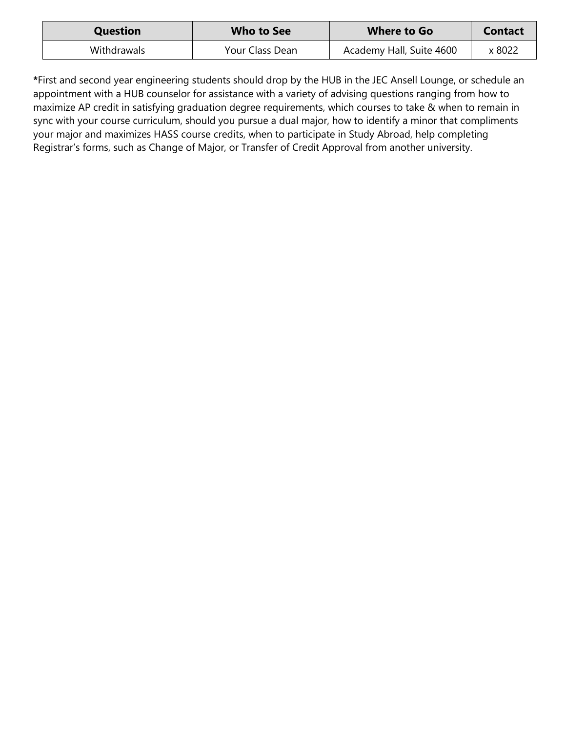| Question | Who to See | Where to Go | Contact |
|---|---|---|---|
| Withdrawals | Your Class Dean | Academy Hall, Suite 4600 | x 8022 |

**\***First and second year engineering students should drop by the HUB in the JEC Ansell Lounge, or schedule an appointment with a HUB counselor for assistance with a variety of advising questions ranging from how to maximize AP credit in satisfying graduation degree requirements, which courses to take & when to remain in sync with your course curriculum, should you pursue a dual major, how to identify a minor that compliments your major and maximizes HASS course credits, when to participate in Study Abroad, help completing Registrar's forms, such as Change of Major, or Transfer of Credit Approval from another university.